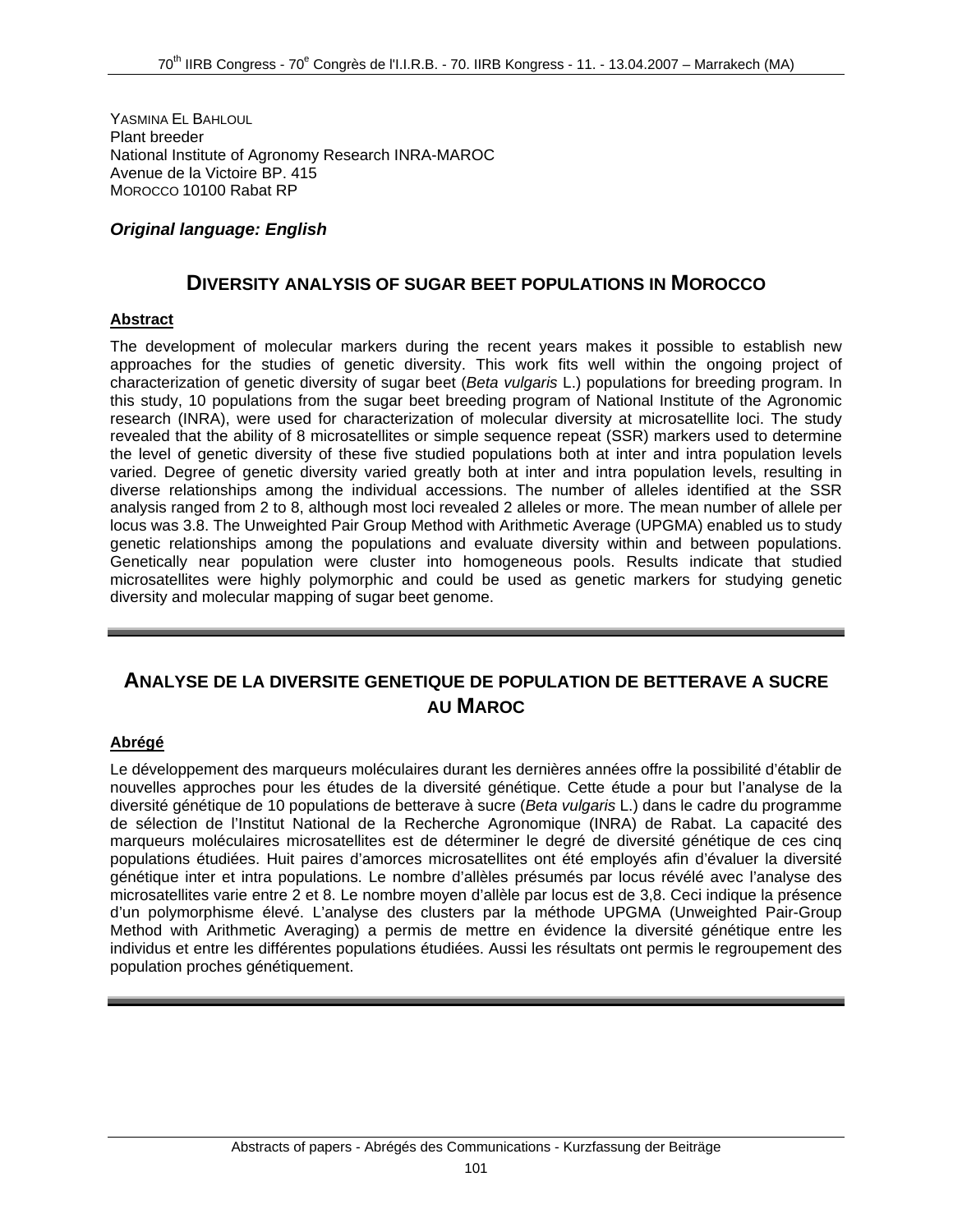YASMINA EL BAHLOUL
Plant breeder
National Institute of Agronomy Research INRA-MAROC
Avenue de la Victoire BP. 415
MOROCCO 10100 Rabat RP

***Original language: English***

## DIVERSITY ANALYSIS OF SUGAR BEET POPULATIONS IN MOROCCO

**Abstract**

The development of molecular markers during the recent years makes it possible to establish new approaches for the studies of genetic diversity. This work fits well within the ongoing project of characterization of genetic diversity of sugar beet (*Beta vulgaris* L.) populations for breeding program. In this study, 10 populations from the sugar beet breeding program of National Institute of the Agronomic research (INRA), were used for characterization of molecular diversity at microsatellite loci. The study revealed that the ability of 8 microsatellites or simple sequence repeat (SSR) markers used to determine the level of genetic diversity of these five studied populations both at inter and intra population levels varied. Degree of genetic diversity varied greatly both at inter and intra population levels, resulting in diverse relationships among the individual accessions. The number of alleles identified at the SSR analysis ranged from 2 to 8, although most loci revealed 2 alleles or more. The mean number of allele per locus was 3.8. The Unweighted Pair Group Method with Arithmetic Average (UPGMA) enabled us to study genetic relationships among the populations and evaluate diversity within and between populations. Genetically near population were cluster into homogeneous pools. Results indicate that studied microsatellites were highly polymorphic and could be used as genetic markers for studying genetic diversity and molecular mapping of sugar beet genome.

---

## ANALYSE DE LA DIVERSITE GENETIQUE DE POPULATION DE BETTERAVE A SUCRE AU MAROC

**Abrégé**

Le développement des marqueurs moléculaires durant les dernières années offre la possibilité d'établir de nouvelles approches pour les études de la diversité génétique. Cette étude a pour but l'analyse de la diversité génétique de 10 populations de betterave à sucre (*Beta vulgaris* L.) dans le cadre du programme de sélection de l'Institut National de la Recherche Agronomique (INRA) de Rabat. La capacité des marqueurs moléculaires microsatellites est de déterminer le degré de diversité génétique de ces cinq populations étudiées. Huit paires d'amorces microsatellites ont été employés afin d'évaluer la diversité génétique inter et intra populations. Le nombre d'allèles présumés par locus révélé avec l'analyse des microsatellites varie entre 2 et 8. Le nombre moyen d'allèle par locus est de 3,8. Ceci indique la présence d'un polymorphisme élevé. L'analyse des clusters par la méthode UPGMA (Unweighted Pair-Group Method with Arithmetic Averaging) a permis de mettre en évidence la diversité génétique entre les individus et entre les différentes populations étudiées. Aussi les résultats ont permis le regroupement des population proches génétiquement.

---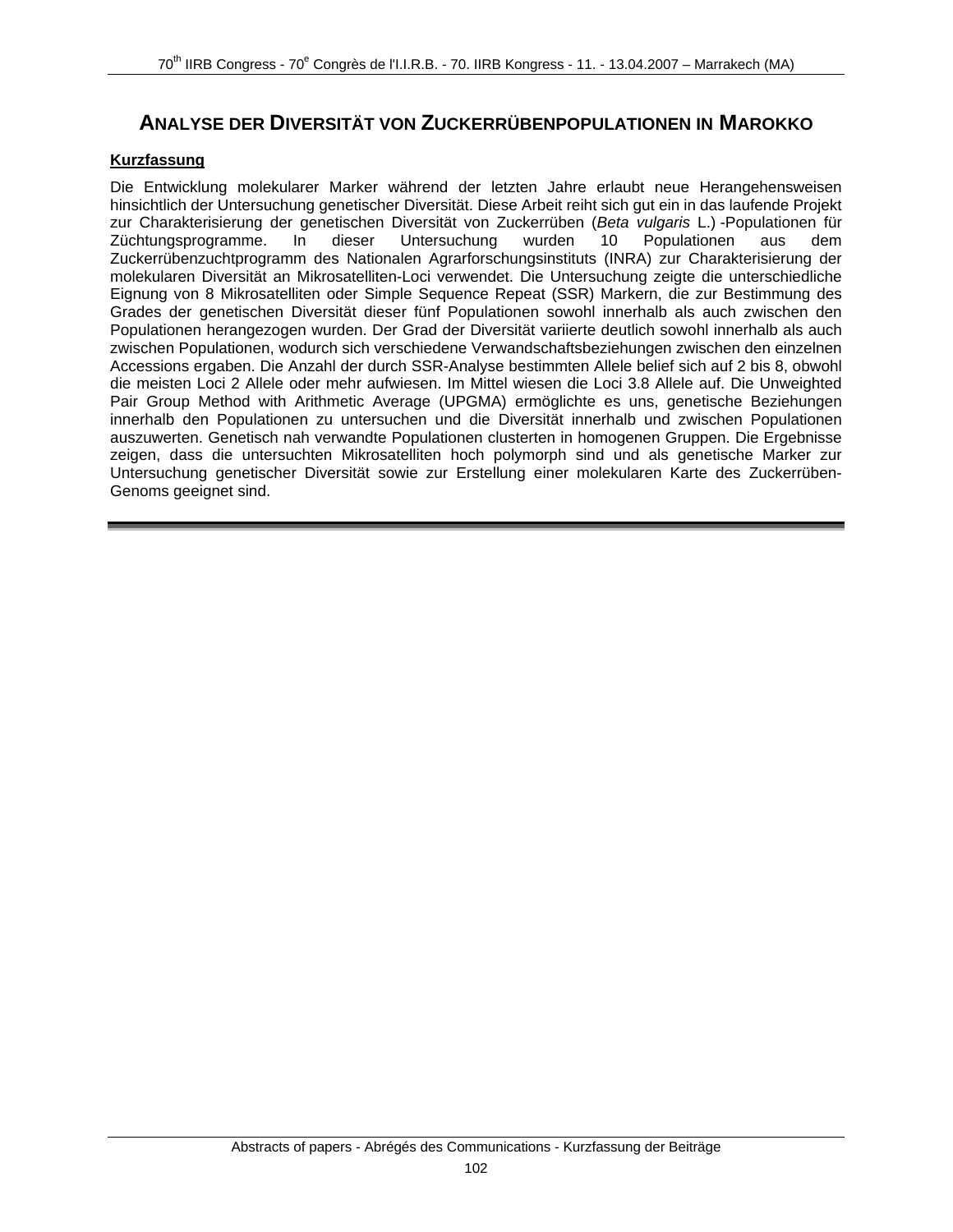# Analyse der Diversität von Zuckerrübenpopulationen in Marokko

**Kurzfassung**

Die Entwicklung molekularer Marker während der letzten Jahre erlaubt neue Herangehensweisen hinsichtlich der Untersuchung genetischer Diversität. Diese Arbeit reiht sich gut ein in das laufende Projekt zur Charakterisierung der genetischen Diversität von Zuckerrüben (*Beta vulgaris* L.) -Populationen für Züchtungsprogramme. In dieser Untersuchung wurden 10 Populationen aus dem Zuckerrübenzuchtprogramm des Nationalen Agrarforschungsinstituts (INRA) zur Charakterisierung der molekularen Diversität an Mikrosatelliten-Loci verwendet. Die Untersuchung zeigte die unterschiedliche Eignung von 8 Mikrosatelliten oder Simple Sequence Repeat (SSR) Markern, die zur Bestimmung des Grades der genetischen Diversität dieser fünf Populationen sowohl innerhalb als auch zwischen den Populationen herangezogen wurden. Der Grad der Diversität variierte deutlich sowohl innerhalb als auch zwischen Populationen, wodurch sich verschiedene Verwandschaftsbeziehungen zwischen den einzelnen Accessions ergaben. Die Anzahl der durch SSR-Analyse bestimmten Allele belief sich auf 2 bis 8, obwohl die meisten Loci 2 Allele oder mehr aufwiesen. Im Mittel wiesen die Loci 3.8 Allele auf. Die Unweighted Pair Group Method with Arithmetic Average (UPGMA) ermöglichte es uns, genetische Beziehungen innerhalb den Populationen zu untersuchen und die Diversität innerhalb und zwischen Populationen auszuwerten. Genetisch nah verwandte Populationen clusterten in homogenen Gruppen. Die Ergebnisse zeigen, dass die untersuchten Mikrosatelliten hoch polymorph sind und als genetische Marker zur Untersuchung genetischer Diversität sowie zur Erstellung einer molekularen Karte des Zuckerrüben-Genoms geeignet sind.